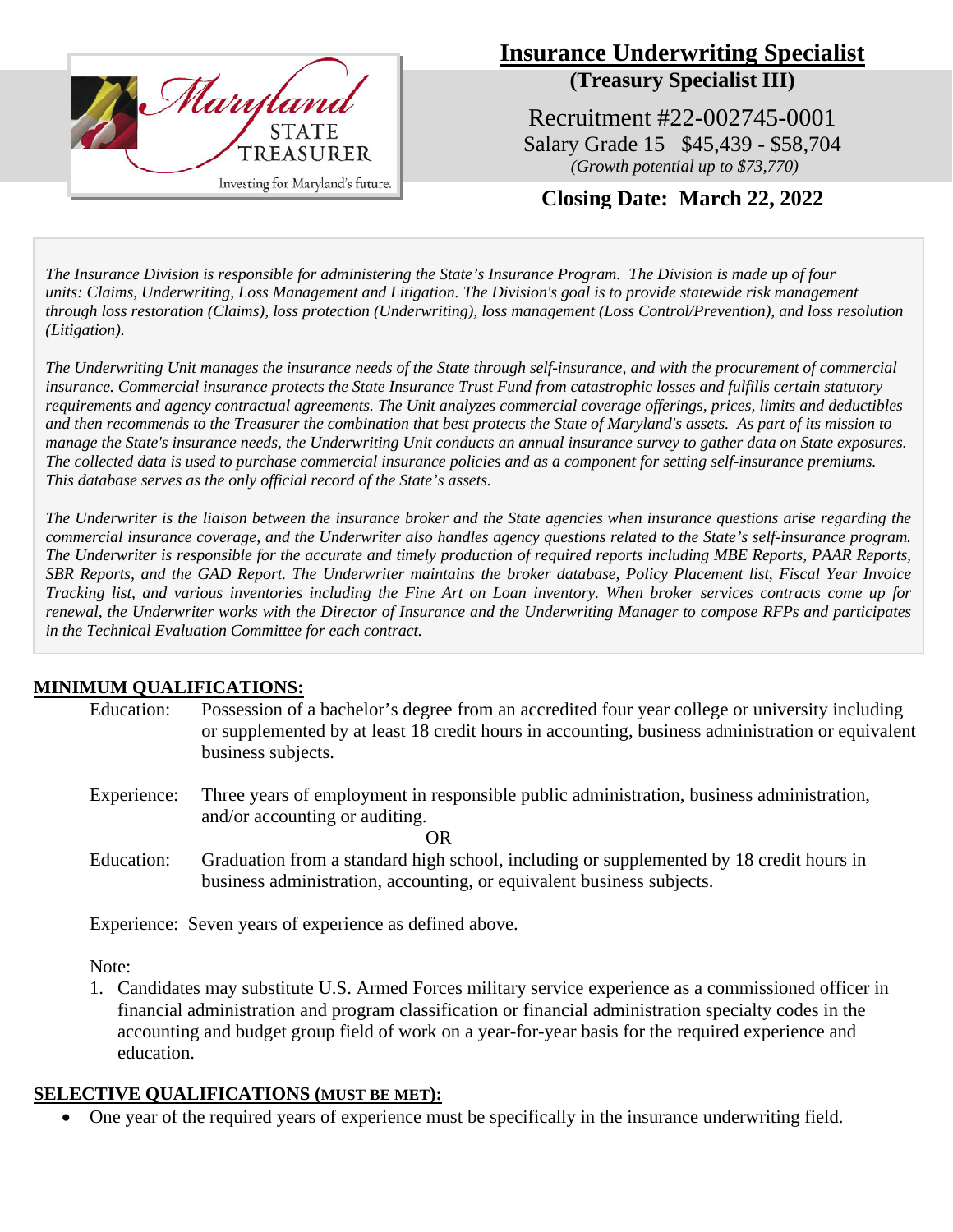# Insurance Underwriting Specialist

**(Treasury Specialist III)**

Recruitment #22-002745-0001

Salary Grade 15 $45,439 - $58,704

*(Growth potential up to $73,770)*

**Closing Date: March 22, 2022**

*The Insurance Division is responsible for administering the State's Insurance Program. The Division is made up of four units: Claims, Underwriting, Loss Management and Litigation. The Division's goal is to provide statewide risk management through loss restoration (Claims), loss protection (Underwriting), loss management (Loss Control/Prevention), and loss resolution (Litigation).*

*The Underwriting Unit manages the insurance needs of the State through self-insurance, and with the procurement of commercial insurance. Commercial insurance protects the State Insurance Trust Fund from catastrophic losses and fulfills certain statutory requirements and agency contractual agreements. The Unit analyzes commercial coverage offerings, prices, limits and deductibles and then recommends to the Treasurer the combination that best protects the State of Maryland's assets. As part of its mission to manage the State's insurance needs, the Underwriting Unit conducts an annual insurance survey to gather data on State exposures. The collected data is used to purchase commercial insurance policies and as a component for setting self-insurance premiums. This database serves as the only official record of the State's assets.*

*The Underwriter is the liaison between the insurance broker and the State agencies when insurance questions arise regarding the commercial insurance coverage, and the Underwriter also handles agency questions related to the State's self-insurance program. The Underwriter is responsible for the accurate and timely production of required reports including MBE Reports, PAAR Reports, SBR Reports, and the GAD Report. The Underwriter maintains the broker database, Policy Placement list, Fiscal Year Invoice Tracking list, and various inventories including the Fine Art on Loan inventory. When broker services contracts come up for renewal, the Underwriter works with the Director of Insurance and the Underwriting Manager to compose RFPs and participates in the Technical Evaluation Committee for each contract.*

## MINIMUM QUALIFICATIONS:

Education: Possession of a bachelor's degree from an accredited four year college or university including or supplemented by at least 18 credit hours in accounting, business administration or equivalent business subjects.

Experience: Three years of employment in responsible public administration, business administration, and/or accounting or auditing.

OR

Education: Graduation from a standard high school, including or supplemented by 18 credit hours in business administration, accounting, or equivalent business subjects.

Experience: Seven years of experience as defined above.

Note:

1. Candidates may substitute U.S. Armed Forces military service experience as a commissioned officer in financial administration and program classification or financial administration specialty codes in the accounting and budget group field of work on a year-for-year basis for the required experience and education.

## SELECTIVE QUALIFICATIONS (MUST BE MET):

- One year of the required years of experience must be specifically in the insurance underwriting field.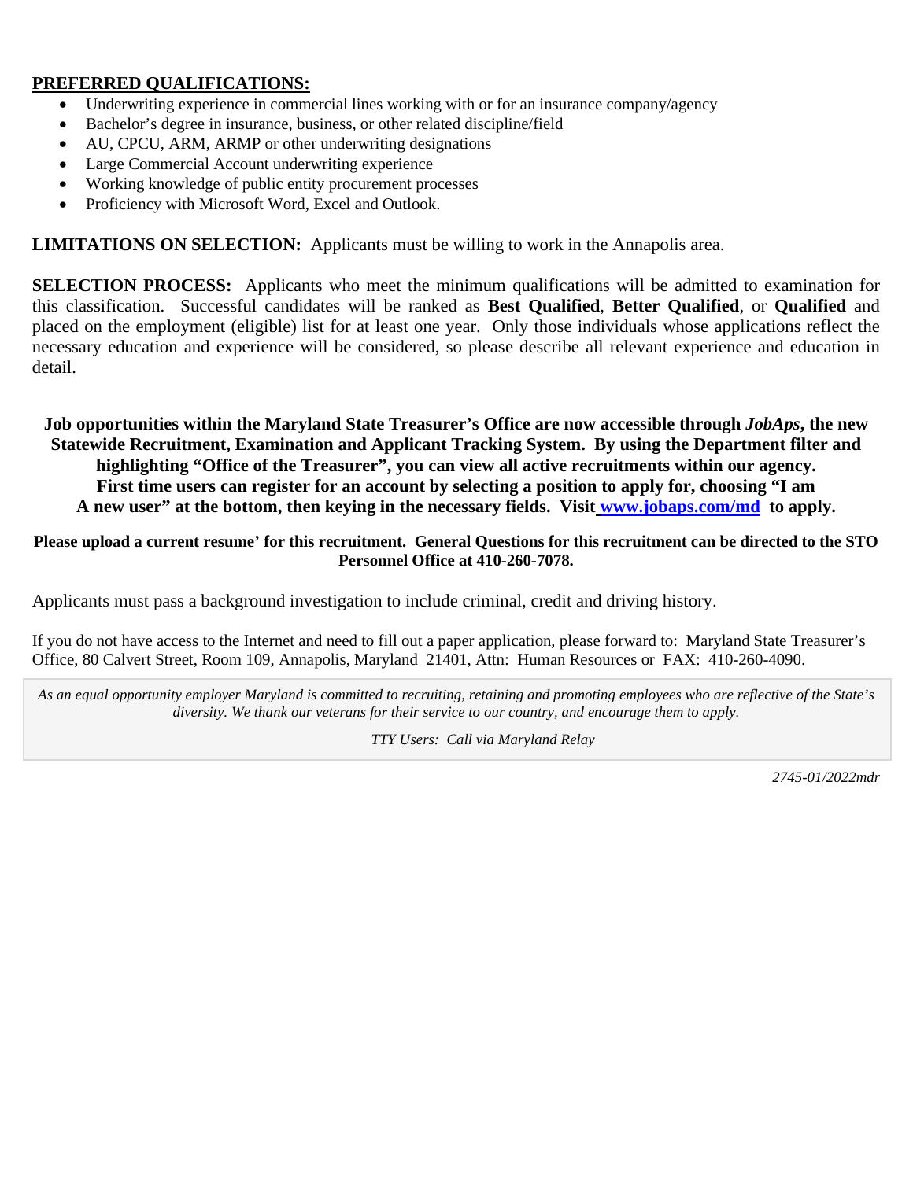## PREFERRED QUALIFICATIONS:

- Underwriting experience in commercial lines working with or for an insurance company/agency
- Bachelor's degree in insurance, business, or other related discipline/field
- AU, CPCU, ARM, ARMP or other underwriting designations
- Large Commercial Account underwriting experience
- Working knowledge of public entity procurement processes
- Proficiency with Microsoft Word, Excel and Outlook.

**LIMITATIONS ON SELECTION:** Applicants must be willing to work in the Annapolis area.

**SELECTION PROCESS:** Applicants who meet the minimum qualifications will be admitted to examination for this classification. Successful candidates will be ranked as **Best Qualified**, **Better Qualified**, or **Qualified** and placed on the employment (eligible) list for at least one year. Only those individuals whose applications reflect the necessary education and experience will be considered, so please describe all relevant experience and education in detail.

**Job opportunities within the Maryland State Treasurer's Office are now accessible through *JobAps*, the new Statewide Recruitment, Examination and Applicant Tracking System. By using the Department filter and highlighting "Office of the Treasurer", you can view all active recruitments within our agency. First time users can register for an account by selecting a position to apply for, choosing "I am A new user" at the bottom, then keying in the necessary fields. Visit [www.jobaps.com/md](www.jobaps.com/md) to apply.**

**Please upload a current resume' for this recruitment. General Questions for this recruitment can be directed to the STO Personnel Office at 410-260-7078.**

Applicants must pass a background investigation to include criminal, credit and driving history.

If you do not have access to the Internet and need to fill out a paper application, please forward to: Maryland State Treasurer's Office, 80 Calvert Street, Room 109, Annapolis, Maryland 21401, Attn: Human Resources or FAX: 410-260-4090.

*As an equal opportunity employer Maryland is committed to recruiting, retaining and promoting employees who are reflective of the State's diversity. We thank our veterans for their service to our country, and encourage them to apply.*

*TTY Users: Call via Maryland Relay*

*2745-01/2022mdr*